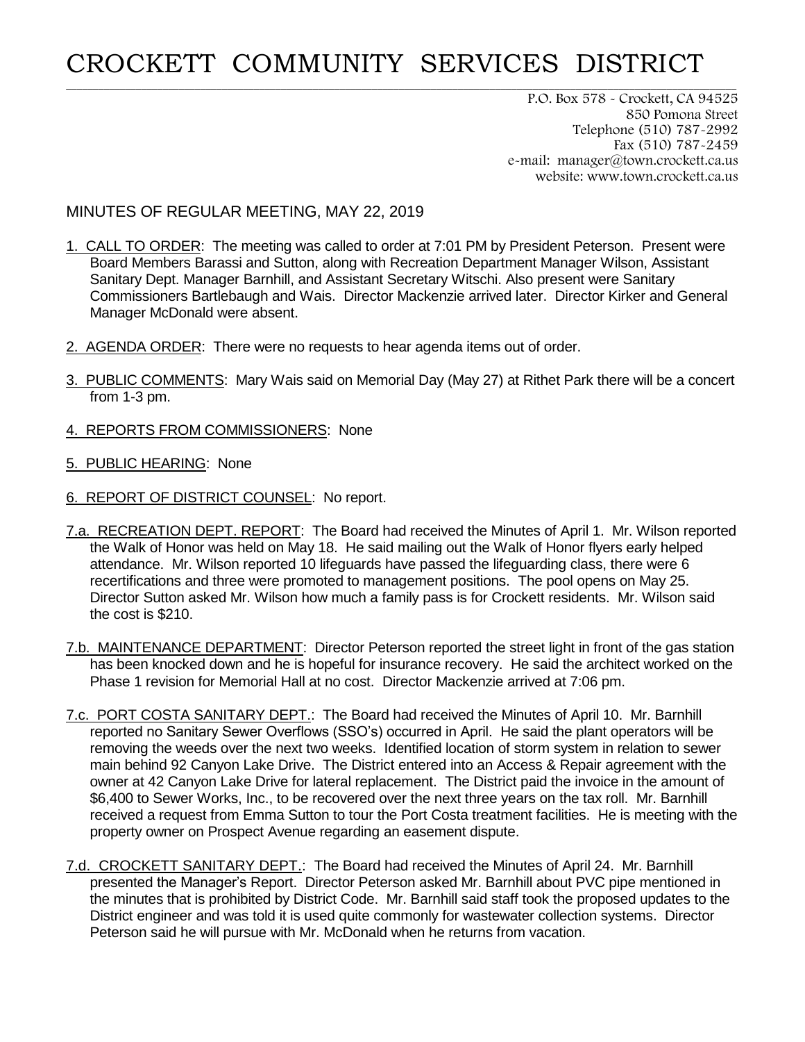# CROCKETT COMMUNITY SERVICES DISTRICT

P.O. Box 578 - Crockett, CA 94525
850 Pomona Street
Telephone (510) 787-2992
Fax (510) 787-2459
e-mail: manager@town.crockett.ca.us
website: www.town.crockett.ca.us

MINUTES OF REGULAR MEETING, MAY 22, 2019

1. CALL TO ORDER: The meeting was called to order at 7:01 PM by President Peterson. Present were Board Members Barassi and Sutton, along with Recreation Department Manager Wilson, Assistant Sanitary Dept. Manager Barnhill, and Assistant Secretary Witschi. Also present were Sanitary Commissioners Bartlebaugh and Wais. Director Mackenzie arrived later. Director Kirker and General Manager McDonald were absent.

2. AGENDA ORDER: There were no requests to hear agenda items out of order.

3. PUBLIC COMMENTS: Mary Wais said on Memorial Day (May 27) at Rithet Park there will be a concert from 1-3 pm.

4. REPORTS FROM COMMISSIONERS: None

5. PUBLIC HEARING: None

6. REPORT OF DISTRICT COUNSEL: No report.

7.a. RECREATION DEPT. REPORT: The Board had received the Minutes of April 1. Mr. Wilson reported the Walk of Honor was held on May 18. He said mailing out the Walk of Honor flyers early helped attendance. Mr. Wilson reported 10 lifeguards have passed the lifeguarding class, there were 6 recertifications and three were promoted to management positions. The pool opens on May 25. Director Sutton asked Mr. Wilson how much a family pass is for Crockett residents. Mr. Wilson said the cost is $210.

7.b. MAINTENANCE DEPARTMENT: Director Peterson reported the street light in front of the gas station has been knocked down and he is hopeful for insurance recovery. He said the architect worked on the Phase 1 revision for Memorial Hall at no cost. Director Mackenzie arrived at 7:06 pm.

7.c. PORT COSTA SANITARY DEPT.: The Board had received the Minutes of April 10. Mr. Barnhill reported no Sanitary Sewer Overflows (SSO's) occurred in April. He said the plant operators will be removing the weeds over the next two weeks. Identified location of storm system in relation to sewer main behind 92 Canyon Lake Drive. The District entered into an Access & Repair agreement with the owner at 42 Canyon Lake Drive for lateral replacement. The District paid the invoice in the amount of $6,400 to Sewer Works, Inc., to be recovered over the next three years on the tax roll. Mr. Barnhill received a request from Emma Sutton to tour the Port Costa treatment facilities. He is meeting with the property owner on Prospect Avenue regarding an easement dispute.

7.d. CROCKETT SANITARY DEPT.: The Board had received the Minutes of April 24. Mr. Barnhill presented the Manager's Report. Director Peterson asked Mr. Barnhill about PVC pipe mentioned in the minutes that is prohibited by District Code. Mr. Barnhill said staff took the proposed updates to the District engineer and was told it is used quite commonly for wastewater collection systems. Director Peterson said he will pursue with Mr. McDonald when he returns from vacation.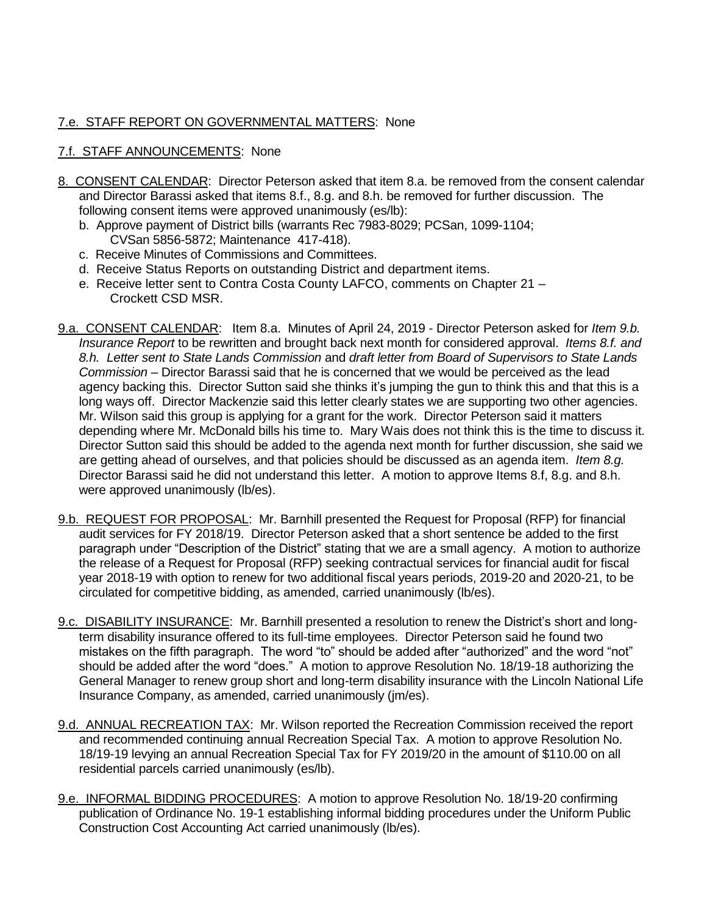7.e. STAFF REPORT ON GOVERNMENTAL MATTERS: None

7.f. STAFF ANNOUNCEMENTS: None

8. CONSENT CALENDAR: Director Peterson asked that item 8.a. be removed from the consent calendar and Director Barassi asked that items 8.f., 8.g. and 8.h. be removed for further discussion. The following consent items were approved unanimously (es/lb):
   - b. Approve payment of District bills (warrants Rec 7983-8029; PCSan, 1099-1104; CVSan 5856-5872; Maintenance 417-418).
   - c. Receive Minutes of Commissions and Committees.
   - d. Receive Status Reports on outstanding District and department items.
   - e. Receive letter sent to Contra Costa County LAFCO, comments on Chapter 21 – Crockett CSD MSR.

9.a. CONSENT CALENDAR: Item 8.a. Minutes of April 24, 2019 - Director Peterson asked for *Item 9.b. Insurance Report* to be rewritten and brought back next month for considered approval. *Items 8.f. and 8.h. Letter sent to State Lands Commission* and *draft letter from Board of Supervisors to State Lands Commission* – Director Barassi said that he is concerned that we would be perceived as the lead agency backing this. Director Sutton said she thinks it's jumping the gun to think this and that this is a long ways off. Director Mackenzie said this letter clearly states we are supporting two other agencies. Mr. Wilson said this group is applying for a grant for the work. Director Peterson said it matters depending where Mr. McDonald bills his time to. Mary Wais does not think this is the time to discuss it. Director Sutton said this should be added to the agenda next month for further discussion, she said we are getting ahead of ourselves, and that policies should be discussed as an agenda item. *Item 8.g.* Director Barassi said he did not understand this letter. A motion to approve Items 8.f, 8.g. and 8.h. were approved unanimously (lb/es).

9.b. REQUEST FOR PROPOSAL: Mr. Barnhill presented the Request for Proposal (RFP) for financial audit services for FY 2018/19. Director Peterson asked that a short sentence be added to the first paragraph under "Description of the District" stating that we are a small agency. A motion to authorize the release of a Request for Proposal (RFP) seeking contractual services for financial audit for fiscal year 2018-19 with option to renew for two additional fiscal years periods, 2019-20 and 2020-21, to be circulated for competitive bidding, as amended, carried unanimously (lb/es).

9.c. DISABILITY INSURANCE: Mr. Barnhill presented a resolution to renew the District's short and long-term disability insurance offered to its full-time employees. Director Peterson said he found two mistakes on the fifth paragraph. The word "to" should be added after "authorized" and the word "not" should be added after the word "does." A motion to approve Resolution No. 18/19-18 authorizing the General Manager to renew group short and long-term disability insurance with the Lincoln National Life Insurance Company, as amended, carried unanimously (jm/es).

9.d. ANNUAL RECREATION TAX: Mr. Wilson reported the Recreation Commission received the report and recommended continuing annual Recreation Special Tax. A motion to approve Resolution No. 18/19-19 levying an annual Recreation Special Tax for FY 2019/20 in the amount of $110.00 on all residential parcels carried unanimously (es/lb).

9.e. INFORMAL BIDDING PROCEDURES: A motion to approve Resolution No. 18/19-20 confirming publication of Ordinance No. 19-1 establishing informal bidding procedures under the Uniform Public Construction Cost Accounting Act carried unanimously (lb/es).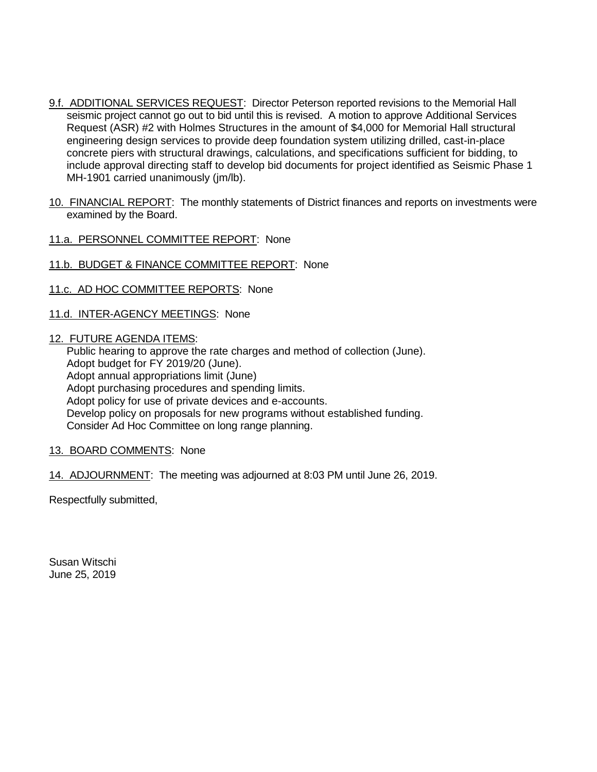9.f. ADDITIONAL SERVICES REQUEST: Director Peterson reported revisions to the Memorial Hall seismic project cannot go out to bid until this is revised. A motion to approve Additional Services Request (ASR) #2 with Holmes Structures in the amount of $4,000 for Memorial Hall structural engineering design services to provide deep foundation system utilizing drilled, cast-in-place concrete piers with structural drawings, calculations, and specifications sufficient for bidding, to include approval directing staff to develop bid documents for project identified as Seismic Phase 1 MH-1901 carried unanimously (jm/lb).

10. FINANCIAL REPORT: The monthly statements of District finances and reports on investments were examined by the Board.

11.a. PERSONNEL COMMITTEE REPORT: None

11.b. BUDGET & FINANCE COMMITTEE REPORT: None

11.c. AD HOC COMMITTEE REPORTS: None

11.d. INTER-AGENCY MEETINGS: None

12. FUTURE AGENDA ITEMS:

Public hearing to approve the rate charges and method of collection (June).
Adopt budget for FY 2019/20 (June).
Adopt annual appropriations limit (June)
Adopt purchasing procedures and spending limits.
Adopt policy for use of private devices and e-accounts.
Develop policy on proposals for new programs without established funding.
Consider Ad Hoc Committee on long range planning.

13. BOARD COMMENTS: None

14. ADJOURNMENT: The meeting was adjourned at 8:03 PM until June 26, 2019.

Respectfully submitted,

Susan Witschi
June 25, 2019